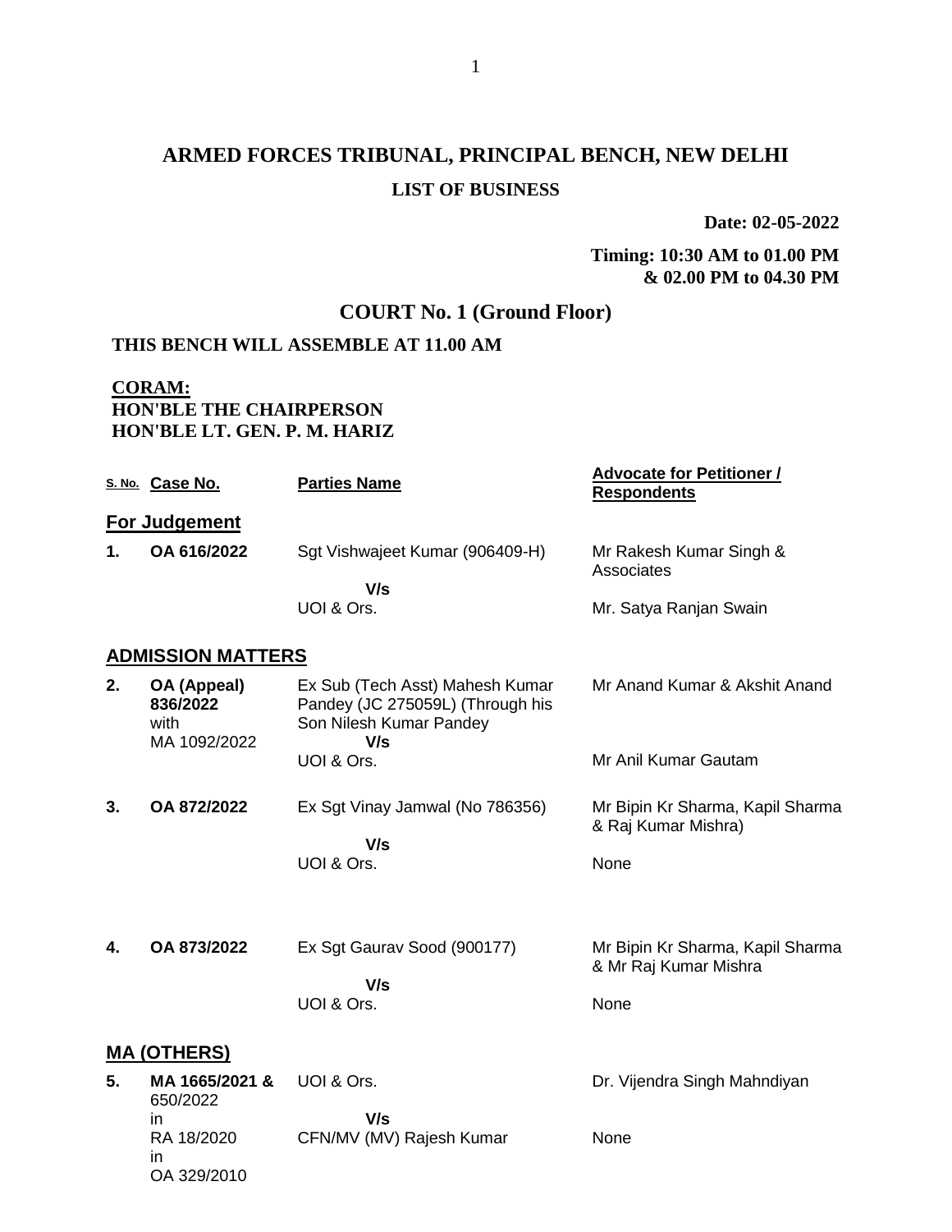# ARMED FORCES TRIBUNAL, PRINCIPAL BENCH, NEW DELHI

## LIST OF BUSINESS

**Date: 02-05-2022**

**Timing: 10:30 AM to 01.00 PM & 02.00 PM to 04.30 PM**

## COURT No. 1 (Ground Floor)

**THIS BENCH WILL ASSEMBLE AT 11.00 AM**

**CORAM:**
**HON'BLE THE CHAIRPERSON**
**HON'BLE LT. GEN. P. M. HARIZ**

| S. No. | Case No. | Parties Name | Advocate for Petitioner / Respondents |
|---|---|---|---|
| **For Judgement** | | | |
| **1.** | **OA 616/2022** | Sgt Vishwajeet Kumar (906409-H) **V/s** UOI & Ors. | Mr Rakesh Kumar Singh & Associates / Mr. Satya Ranjan Swain |
| **ADMISSION MATTERS** | | | |
| **2.** | **OA (Appeal) 836/2022** with MA 1092/2022 | Ex Sub (Tech Asst) Mahesh Kumar Pandey (JC 275059L) (Through his Son Nilesh Kumar Pandey **V/s** UOI & Ors. | Mr Anand Kumar & Akshit Anand / Mr Anil Kumar Gautam |
| **3.** | **OA 872/2022** | Ex Sgt Vinay Jamwal (No 786356) **V/s** UOI & Ors. | Mr Bipin Kr Sharma, Kapil Sharma & Raj Kumar Mishra) / None |
| **4.** | **OA 873/2022** | Ex Sgt Gaurav Sood (900177) **V/s** UOI & Ors. | Mr Bipin Kr Sharma, Kapil Sharma & Mr Raj Kumar Mishra / None |
| **MA (OTHERS)** | | | |
| **5.** | **MA 1665/2021 &** 650/2022 in RA 18/2020 in OA 329/2010 | UOI & Ors. **V/s** CFN/MV (MV) Rajesh Kumar | Dr. Vijendra Singh Mahndiyan / None |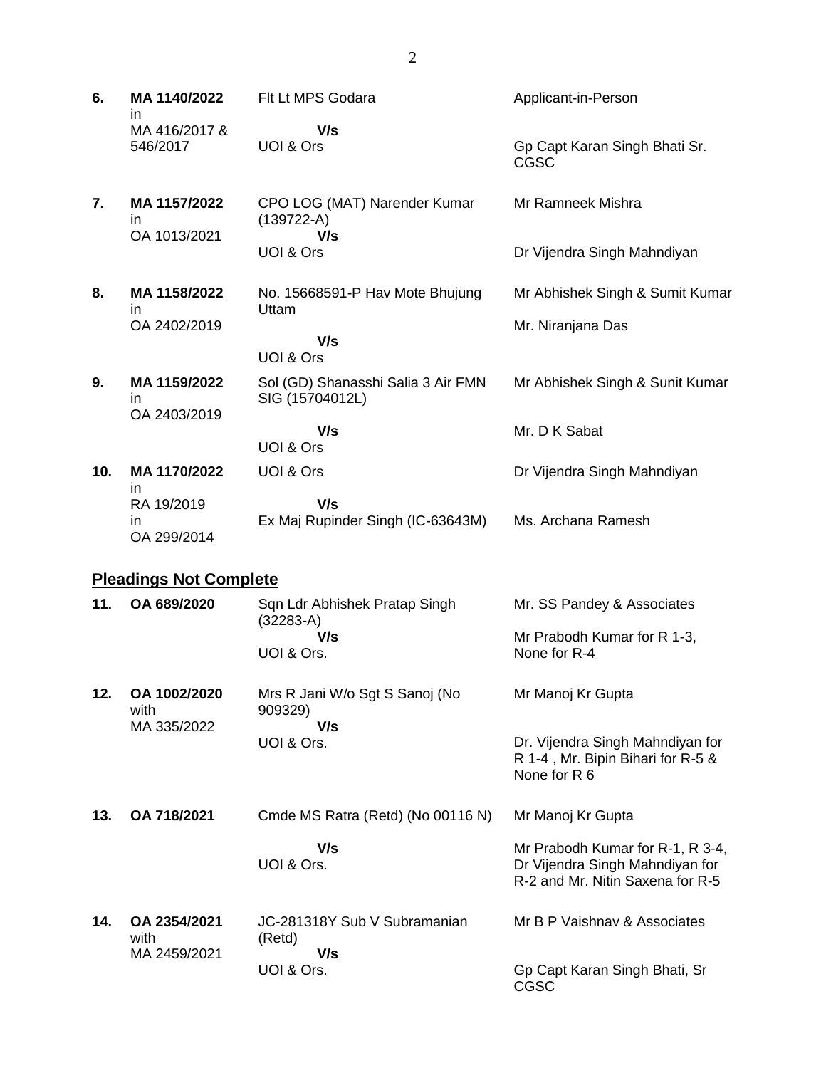| | | | |
|---|---|---|---|
| **6.** | **MA 1140/2022** in MA 416/2017 & 546/2017 | Flt Lt MPS Godara **V/s** UOI & Ors | Applicant-in-Person<br>Gp Capt Karan Singh Bhati Sr. CGSC |
| **7.** | **MA 1157/2022** in OA 1013/2021 | CPO LOG (MAT) Narender Kumar (139722-A) **V/s** UOI & Ors | Mr Ramneek Mishra<br>Dr Vijendra Singh Mahndiyan |
| **8.** | **MA 1158/2022** in OA 2402/2019 | No. 15668591-P Hav Mote Bhujung Uttam **V/s** UOI & Ors | Mr Abhishek Singh & Sumit Kumar<br>Mr. Niranjana Das |
| **9.** | **MA 1159/2022** in OA 2403/2019 | Sol (GD) Shanasshi Salia 3 Air FMN SIG (15704012L) **V/s** UOI & Ors | Mr Abhishek Singh & Sunit Kumar<br>Mr. D K Sabat |
| **10.** | **MA 1170/2022** in RA 19/2019 in OA 299/2014 | UOI & Ors **V/s** Ex Maj Rupinder Singh (IC-63643M) | Dr Vijendra Singh Mahndiyan<br>Ms. Archana Ramesh |

## Pleadings Not Complete

| | | | |
|---|---|---|---|
| **11.** | **OA 689/2020** | Sqn Ldr Abhishek Pratap Singh (32283-A) **V/s** UOI & Ors. | Mr. SS Pandey & Associates<br>Mr Prabodh Kumar for R 1-3, None for R-4 |
| **12.** | **OA 1002/2020** with MA 335/2022 | Mrs R Jani W/o Sgt S Sanoj (No 909329) **V/s** UOI & Ors. | Mr Manoj Kr Gupta<br>Dr. Vijendra Singh Mahndiyan for R 1-4 , Mr. Bipin Bihari for R-5 & None for R 6 |
| **13.** | **OA 718/2021** | Cmde MS Ratra (Retd) (No 00116 N) **V/s** UOI & Ors. | Mr Manoj Kr Gupta<br>Mr Prabodh Kumar for R-1, R 3-4, Dr Vijendra Singh Mahndiyan for R-2 and Mr. Nitin Saxena for R-5 |
| **14.** | **OA 2354/2021** with MA 2459/2021 | JC-281318Y Sub V Subramanian (Retd) **V/s** UOI & Ors. | Mr B P Vaishnav & Associates<br>Gp Capt Karan Singh Bhati, Sr CGSC |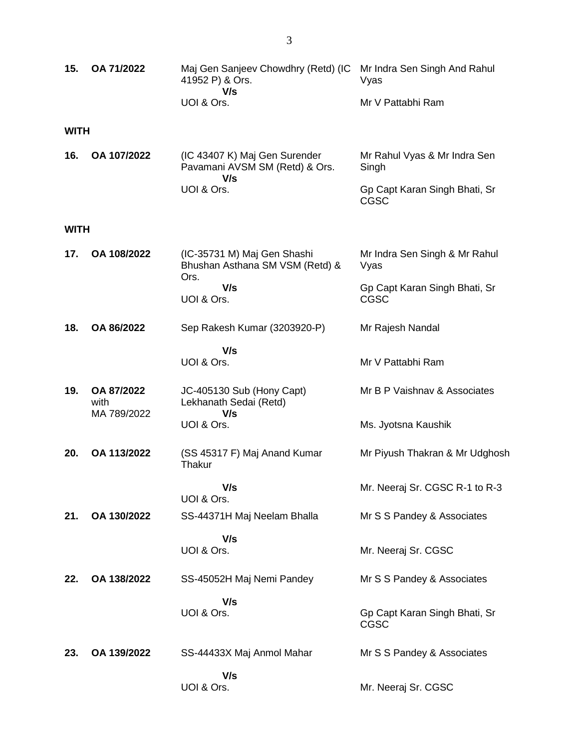| | | | |
|---|---|---|---|
| **15.** | **OA 71/2022** | Maj Gen Sanjeev Chowdhry (Retd) (IC 41952 P) & Ors.<br>**V/s**<br>UOI & Ors. | Mr Indra Sen Singh And Rahul Vyas<br><br>Mr V Pattabhi Ram |

**WITH**

| | | | |
|---|---|---|---|
| **16.** | **OA 107/2022** | (IC 43407 K) Maj Gen Surender Pavamani AVSM SM (Retd) & Ors.<br>**V/s**<br>UOI & Ors. | Mr Rahul Vyas & Mr Indra Sen Singh<br><br>Gp Capt Karan Singh Bhati, Sr CGSC |

**WITH**

| | | | |
|---|---|---|---|
| **17.** | **OA 108/2022** | (IC-35731 M) Maj Gen Shashi Bhushan Asthana SM VSM (Retd) & Ors.<br>**V/s**<br>UOI & Ors. | Mr Indra Sen Singh & Mr Rahul Vyas<br><br>Gp Capt Karan Singh Bhati, Sr CGSC |
| **18.** | **OA 86/2022** | Sep Rakesh Kumar (3203920-P)<br>**V/s**<br>UOI & Ors. | Mr Rajesh Nandal<br><br>Mr V Pattabhi Ram |
| **19.** | **OA 87/2022** with MA 789/2022 | JC-405130 Sub (Hony Capt) Lekhanath Sedai (Retd)<br>**V/s**<br>UOI & Ors. | Mr B P Vaishnav & Associates<br><br>Ms. Jyotsna Kaushik |
| **20.** | **OA 113/2022** | (SS 45317 F) Maj Anand Kumar Thakur<br>**V/s**<br>UOI & Ors. | Mr Piyush Thakran & Mr Udghosh<br><br>Mr. Neeraj Sr. CGSC R-1 to R-3 |
| **21.** | **OA 130/2022** | SS-44371H Maj Neelam Bhalla<br>**V/s**<br>UOI & Ors. | Mr S S Pandey & Associates<br><br>Mr. Neeraj Sr. CGSC |
| **22.** | **OA 138/2022** | SS-45052H Maj Nemi Pandey<br>**V/s**<br>UOI & Ors. | Mr S S Pandey & Associates<br><br>Gp Capt Karan Singh Bhati, Sr CGSC |
| **23.** | **OA 139/2022** | SS-44433X Maj Anmol Mahar<br>**V/s**<br>UOI & Ors. | Mr S S Pandey & Associates<br><br>Mr. Neeraj Sr. CGSC |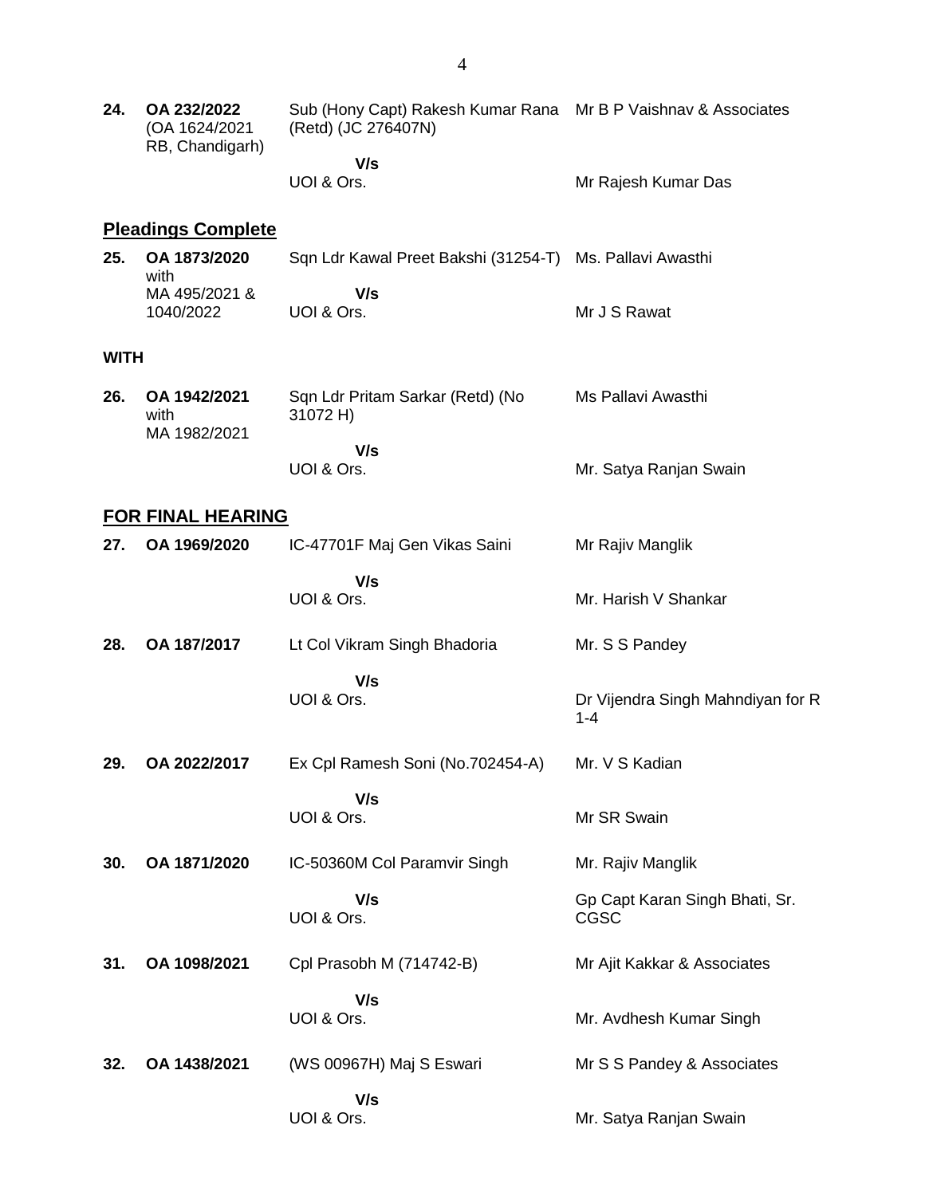| | | | |
|---|---|---|---|
| **24.** | **OA 232/2022** (OA 1624/2021 RB, Chandigarh) | Sub (Hony Capt) Rakesh Kumar Rana (Retd) (JC 276407N) | Mr B P Vaishnav & Associates |
| | | **V/s** | |
| | | UOI & Ors. | Mr Rajesh Kumar Das |

## Pleadings Complete

| | | | |
|---|---|---|---|
| **25.** | **OA 1873/2020** with MA 495/2021 & 1040/2022 | Sqn Ldr Kawal Preet Bakshi (31254-T) | Ms. Pallavi Awasthi |
| | | **V/s** | |
| | | UOI & Ors. | Mr J S Rawat |

**WITH**

| | | | |
|---|---|---|---|
| **26.** | **OA 1942/2021** with MA 1982/2021 | Sqn Ldr Pritam Sarkar (Retd) (No 31072 H) | Ms Pallavi Awasthi |
| | | **V/s** | |
| | | UOI & Ors. | Mr. Satya Ranjan Swain |

## FOR FINAL HEARING

| | | | |
|---|---|---|---|
| **27.** | **OA 1969/2020** | IC-47701F Maj Gen Vikas Saini | Mr Rajiv Manglik |
| | | **V/s** | |
| | | UOI & Ors. | Mr. Harish V Shankar |
| **28.** | **OA 187/2017** | Lt Col Vikram Singh Bhadoria | Mr. S S Pandey |
| | | **V/s** | |
| | | UOI & Ors. | Dr Vijendra Singh Mahndiyan for R 1-4 |
| **29.** | **OA 2022/2017** | Ex Cpl Ramesh Soni (No.702454-A) | Mr. V S Kadian |
| | | **V/s** | |
| | | UOI & Ors. | Mr SR Swain |
| **30.** | **OA 1871/2020** | IC-50360M Col Paramvir Singh | Mr. Rajiv Manglik |
| | | **V/s** | Gp Capt Karan Singh Bhati, Sr. CGSC |
| | | UOI & Ors. | |
| **31.** | **OA 1098/2021** | Cpl Prasobh M (714742-B) | Mr Ajit Kakkar & Associates |
| | | **V/s** | |
| | | UOI & Ors. | Mr. Avdhesh Kumar Singh |
| **32.** | **OA 1438/2021** | (WS 00967H) Maj S Eswari | Mr S S Pandey & Associates |
| | | **V/s** | |
| | | UOI & Ors. | Mr. Satya Ranjan Swain |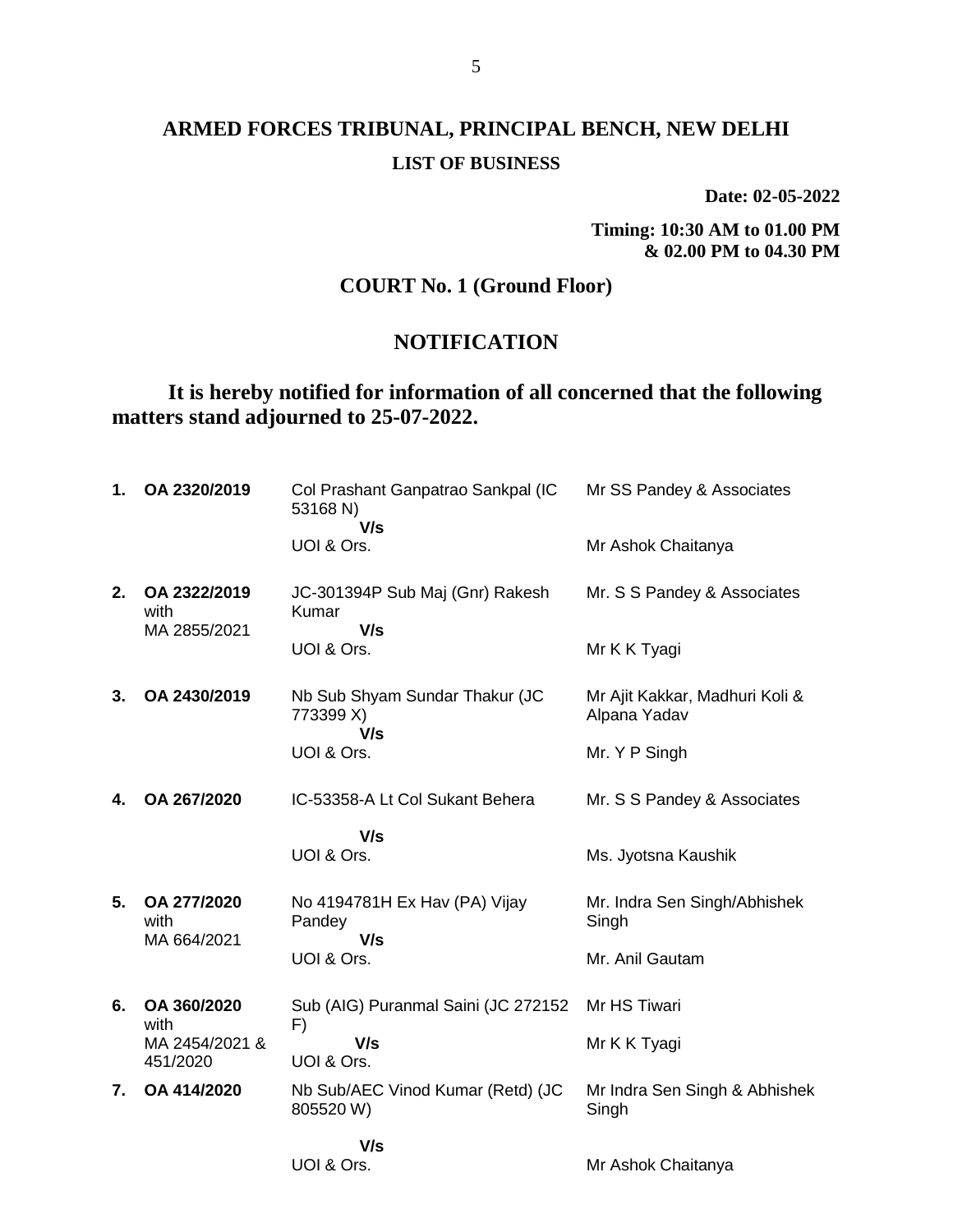# ARMED FORCES TRIBUNAL, PRINCIPAL BENCH, NEW DELHI

## LIST OF BUSINESS

**Date: 02-05-2022**

**Timing: 10:30 AM to 01.00 PM & 02.00 PM to 04.30 PM**

## COURT No. 1 (Ground Floor)

## NOTIFICATION

**It is hereby notified for information of all concerned that the following matters stand adjourned to 25-07-2022.**

| | | | |
|---|---|---|---|
| **1.** | **OA 2320/2019** | Col Prashant Ganpatrao Sankpal (IC 53168 N) **V/s** UOI & Ors. | Mr SS Pandey & Associates<br>Mr Ashok Chaitanya |
| **2.** | **OA 2322/2019** with MA 2855/2021 | JC-301394P Sub Maj (Gnr) Rakesh Kumar **V/s** UOI & Ors. | Mr. S S Pandey & Associates<br>Mr K K Tyagi |
| **3.** | **OA 2430/2019** | Nb Sub Shyam Sundar Thakur (JC 773399 X) **V/s** UOI & Ors. | Mr Ajit Kakkar, Madhuri Koli & Alpana Yadav<br>Mr. Y P Singh |
| **4.** | **OA 267/2020** | IC-53358-A Lt Col Sukant Behera **V/s** UOI & Ors. | Mr. S S Pandey & Associates<br>Ms. Jyotsna Kaushik |
| **5.** | **OA 277/2020** with MA 664/2021 | No 4194781H Ex Hav (PA) Vijay Pandey **V/s** UOI & Ors. | Mr. Indra Sen Singh/Abhishek Singh<br>Mr. Anil Gautam |
| **6.** | **OA 360/2020** with MA 2454/2021 & 451/2020 | Sub (AIG) Puranmal Saini (JC 272152 F) **V/s** UOI & Ors. | Mr HS Tiwari<br>Mr K K Tyagi |
| **7.** | **OA 414/2020** | Nb Sub/AEC Vinod Kumar (Retd) (JC 805520 W) **V/s** UOI & Ors. | Mr Indra Sen Singh & Abhishek Singh<br>Mr Ashok Chaitanya |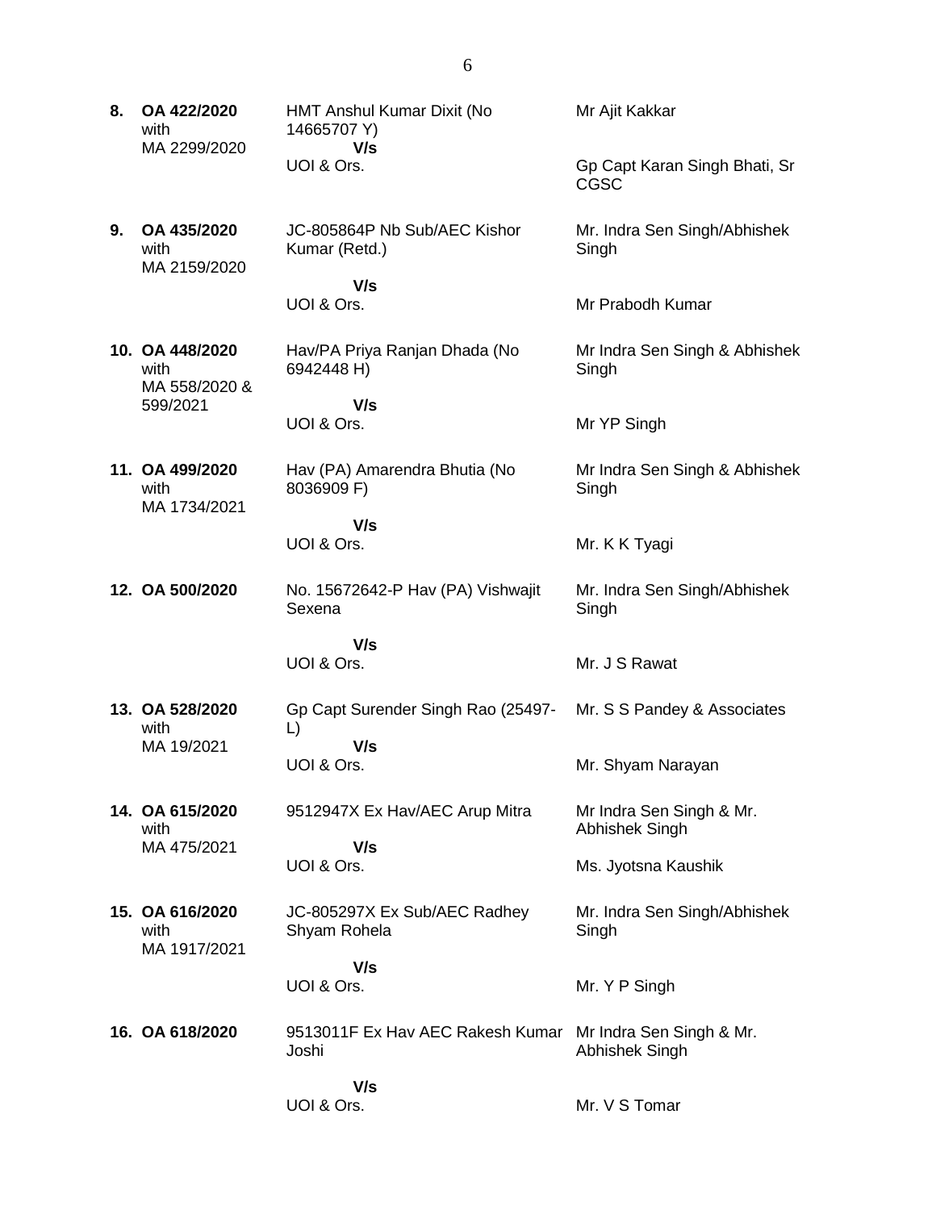| | | | |
|---|---|---|---|
| **8.** | **OA 422/2020** with MA 2299/2020 | HMT Anshul Kumar Dixit (No 14665707 Y) **V/s** UOI & Ors. | Mr Ajit Kakkar<br><br>Gp Capt Karan Singh Bhati, Sr CGSC |
| **9.** | **OA 435/2020** with MA 2159/2020 | JC-805864P Nb Sub/AEC Kishor Kumar (Retd.) **V/s** UOI & Ors. | Mr. Indra Sen Singh/Abhishek Singh<br><br>Mr Prabodh Kumar |
| **10.** | **OA 448/2020** with MA 558/2020 & 599/2021 | Hav/PA Priya Ranjan Dhada (No 6942448 H) **V/s** UOI & Ors. | Mr Indra Sen Singh & Abhishek Singh<br><br>Mr YP Singh |
| **11.** | **OA 499/2020** with MA 1734/2021 | Hav (PA) Amarendra Bhutia (No 8036909 F) **V/s** UOI & Ors. | Mr Indra Sen Singh & Abhishek Singh<br><br>Mr. K K Tyagi |
| **12.** | **OA 500/2020** | No. 15672642-P Hav (PA) Vishwajit Sexena **V/s** UOI & Ors. | Mr. Indra Sen Singh/Abhishek Singh<br><br>Mr. J S Rawat |
| **13.** | **OA 528/2020** with MA 19/2021 | Gp Capt Surender Singh Rao (25497-L) **V/s** UOI & Ors. | Mr. S S Pandey & Associates<br><br>Mr. Shyam Narayan |
| **14.** | **OA 615/2020** with MA 475/2021 | 9512947X Ex Hav/AEC Arup Mitra **V/s** UOI & Ors. | Mr Indra Sen Singh & Mr. Abhishek Singh<br><br>Ms. Jyotsna Kaushik |
| **15.** | **OA 616/2020** with MA 1917/2021 | JC-805297X Ex Sub/AEC Radhey Shyam Rohela **V/s** UOI & Ors. | Mr. Indra Sen Singh/Abhishek Singh<br><br>Mr. Y P Singh |
| **16.** | **OA 618/2020** | 9513011F Ex Hav AEC Rakesh Kumar Joshi **V/s** UOI & Ors. | Mr Indra Sen Singh & Mr. Abhishek Singh<br><br>Mr. V S Tomar |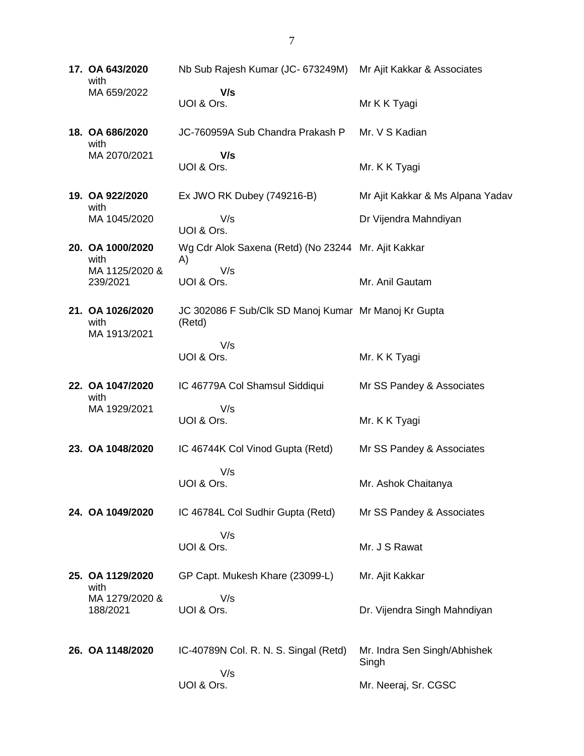| | | |
|---|---|---|
| **17. OA 643/2020** with MA 659/2022 | Nb Sub Rajesh Kumar (JC- 673249M)<br>**V/s**<br>UOI & Ors. | Mr Ajit Kakkar & Associates<br><br>Mr K K Tyagi |
| **18. OA 686/2020** with MA 2070/2021 | JC-760959A Sub Chandra Prakash P<br>**V/s**<br>UOI & Ors. | Mr. V S Kadian<br><br>Mr. K K Tyagi |
| **19. OA 922/2020** with MA 1045/2020 | Ex JWO RK Dubey (749216-B)<br>V/s<br>UOI & Ors. | Mr Ajit Kakkar & Ms Alpana Yadav<br><br>Dr Vijendra Mahndiyan |
| **20. OA 1000/2020** with MA 1125/2020 & 239/2021 | Wg Cdr Alok Saxena (Retd) (No 23244 A)<br>V/s<br>UOI & Ors. | Mr. Ajit Kakkar<br><br>Mr. Anil Gautam |
| **21. OA 1026/2020** with MA 1913/2021 | JC 302086 F Sub/Clk SD Manoj Kumar (Retd)<br>V/s<br>UOI & Ors. | Mr Manoj Kr Gupta<br><br>Mr. K K Tyagi |
| **22. OA 1047/2020** with MA 1929/2021 | IC 46779A Col Shamsul Siddiqui<br>V/s<br>UOI & Ors. | Mr SS Pandey & Associates<br><br>Mr. K K Tyagi |
| **23. OA 1048/2020** | IC 46744K Col Vinod Gupta (Retd)<br>V/s<br>UOI & Ors. | Mr SS Pandey & Associates<br><br>Mr. Ashok Chaitanya |
| **24. OA 1049/2020** | IC 46784L Col Sudhir Gupta (Retd)<br>V/s<br>UOI & Ors. | Mr SS Pandey & Associates<br><br>Mr. J S Rawat |
| **25. OA 1129/2020** with MA 1279/2020 & 188/2021 | GP Capt. Mukesh Khare (23099-L)<br>V/s<br>UOI & Ors. | Mr. Ajit Kakkar<br><br>Dr. Vijendra Singh Mahndiyan |
| **26. OA 1148/2020** | IC-40789N Col. R. N. S. Singal (Retd)<br>V/s<br>UOI & Ors. | Mr. Indra Sen Singh/Abhishek Singh<br><br>Mr. Neeraj, Sr. CGSC |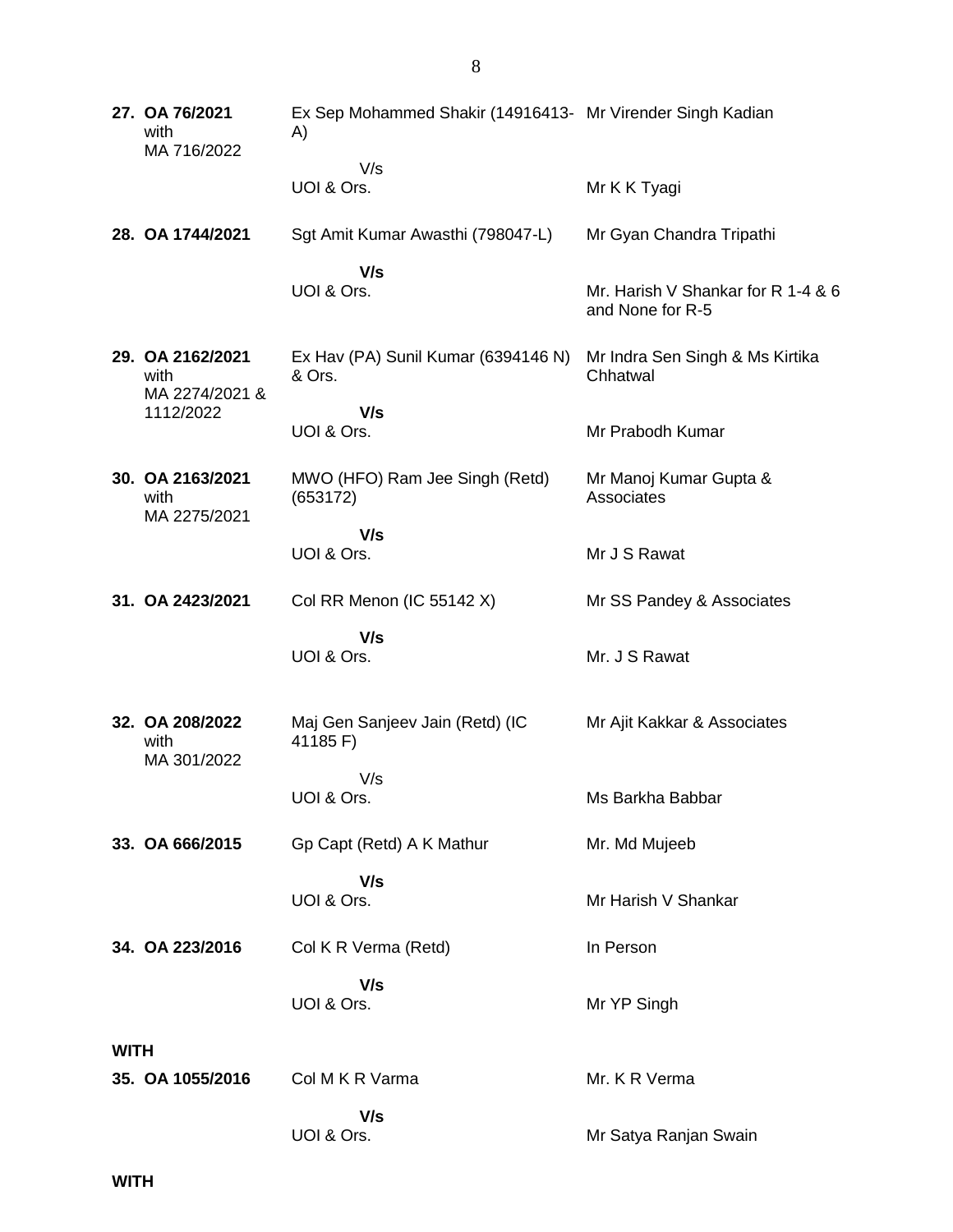| | | |
|---|---|---|
| **27. OA 76/2021** with MA 716/2022 | Ex Sep Mohammed Shakir (14916413-A) | Mr Virender Singh Kadian |
| | V/s | |
| | UOI & Ors. | Mr K K Tyagi |
| **28. OA 1744/2021** | Sgt Amit Kumar Awasthi (798047-L) | Mr Gyan Chandra Tripathi |
| | **V/s** | |
| | UOI & Ors. | Mr. Harish V Shankar for R 1-4 & 6 and None for R-5 |
| **29. OA 2162/2021** with MA 2274/2021 & 1112/2022 | Ex Hav (PA) Sunil Kumar (6394146 N) & Ors. | Mr Indra Sen Singh & Ms Kirtika Chhatwal |
| | **V/s** | |
| | UOI & Ors. | Mr Prabodh Kumar |
| **30. OA 2163/2021** with MA 2275/2021 | MWO (HFO) Ram Jee Singh (Retd) (653172) | Mr Manoj Kumar Gupta & Associates |
| | **V/s** | |
| | UOI & Ors. | Mr J S Rawat |
| **31. OA 2423/2021** | Col RR Menon (IC 55142 X) | Mr SS Pandey & Associates |
| | **V/s** | |
| | UOI & Ors. | Mr. J S Rawat |
| **32. OA 208/2022** with MA 301/2022 | Maj Gen Sanjeev Jain (Retd) (IC 41185 F) | Mr Ajit Kakkar & Associates |
| | V/s | |
| | UOI & Ors. | Ms Barkha Babbar |
| **33. OA 666/2015** | Gp Capt (Retd) A K Mathur | Mr. Md Mujeeb |
| | **V/s** | |
| | UOI & Ors. | Mr Harish V Shankar |
| **34. OA 223/2016** | Col K R Verma (Retd) | In Person |
| | **V/s** | |
| | UOI & Ors. | Mr YP Singh |

**WITH**

| | | |
|---|---|---|
| **35. OA 1055/2016** | Col M K R Varma | Mr. K R Verma |
| | **V/s** | |
| | UOI & Ors. | Mr Satya Ranjan Swain |

**WITH**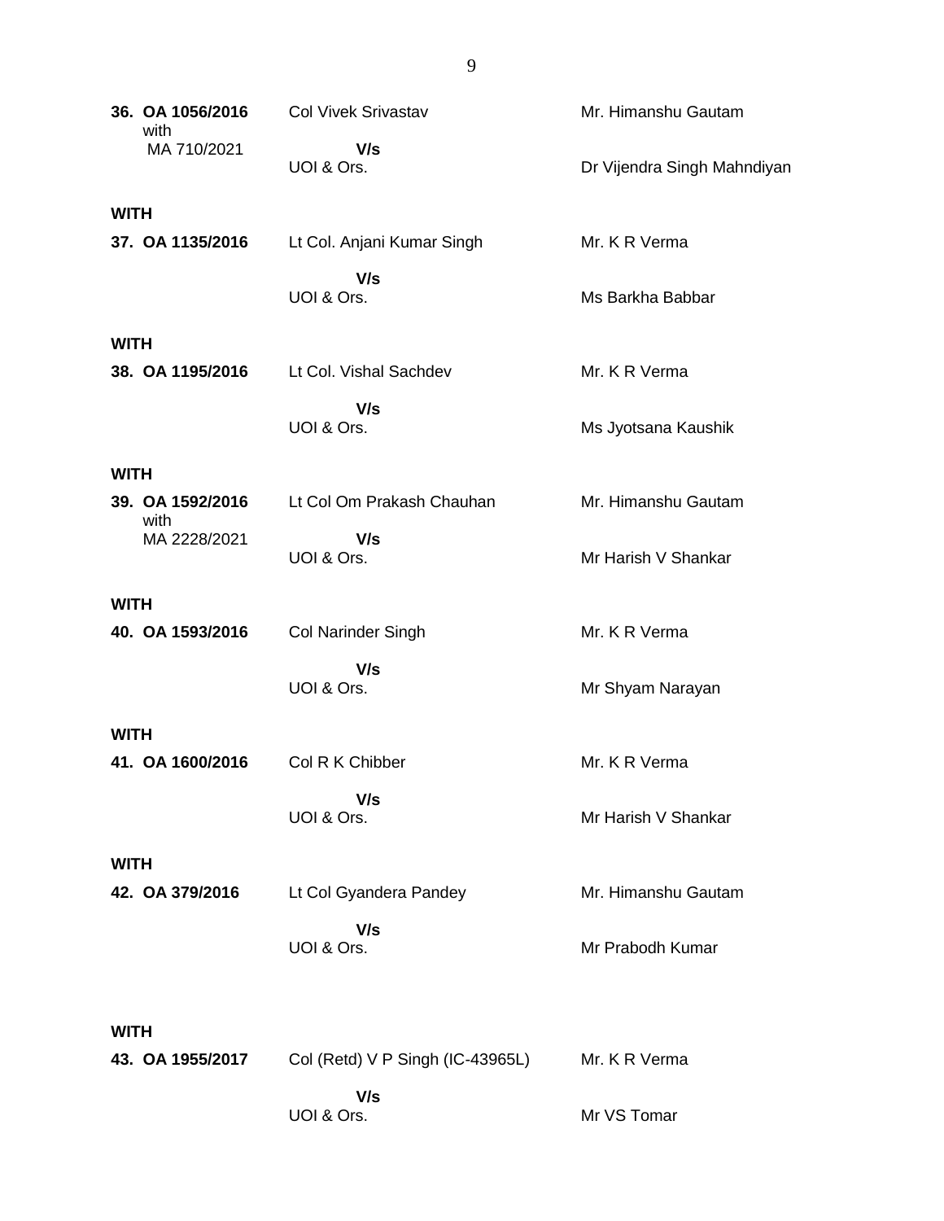**36. OA 1056/2016** with MA 710/2021 — Col Vivek Srivastav — Mr. Himanshu Gautam

**V/s**

UOI & Ors. — Dr Vijendra Singh Mahndiyan

**WITH**

**37. OA 1135/2016** — Lt Col. Anjani Kumar Singh — Mr. K R Verma

**V/s**

UOI & Ors. — Ms Barkha Babbar

**WITH**

**38. OA 1195/2016** — Lt Col. Vishal Sachdev — Mr. K R Verma

**V/s**

UOI & Ors. — Ms Jyotsana Kaushik

**WITH**

**39. OA 1592/2016** with MA 2228/2021 — Lt Col Om Prakash Chauhan — Mr. Himanshu Gautam

**V/s**

UOI & Ors. — Mr Harish V Shankar

**WITH**

**40. OA 1593/2016** — Col Narinder Singh — Mr. K R Verma

**V/s**

UOI & Ors. — Mr Shyam Narayan

**WITH**

**41. OA 1600/2016** — Col R K Chibber — Mr. K R Verma

**V/s**

UOI & Ors. — Mr Harish V Shankar

**WITH**

**42. OA 379/2016** — Lt Col Gyandera Pandey — Mr. Himanshu Gautam

**V/s**

UOI & Ors. — Mr Prabodh Kumar

**WITH**

**43. OA 1955/2017** — Col (Retd) V P Singh (IC-43965L) — Mr. K R Verma

**V/s**

UOI & Ors. — Mr VS Tomar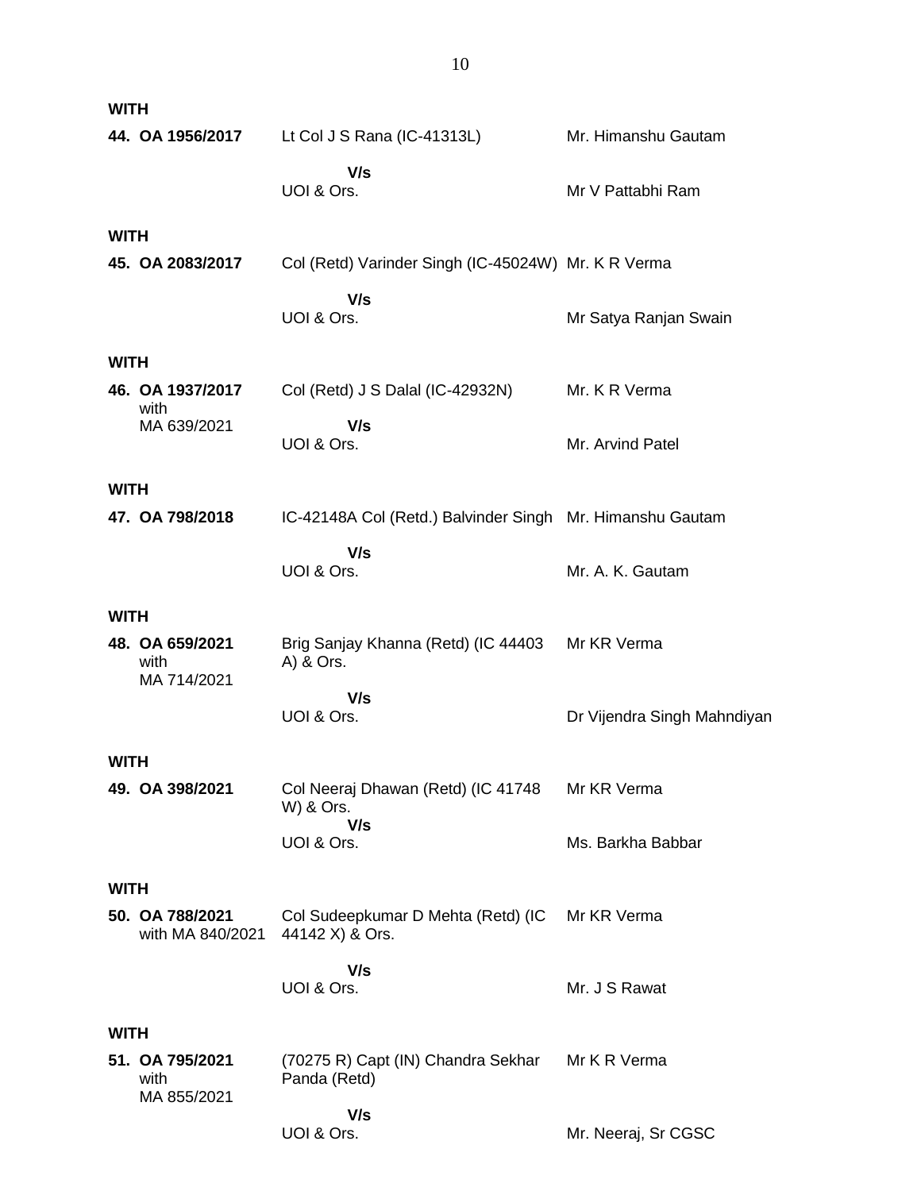**WITH**

| | | |
|---|---|---|
| **44. OA 1956/2017** | Lt Col J S Rana (IC-41313L) | Mr. Himanshu Gautam |
| | **V/s** | |
| | UOI & Ors. | Mr V Pattabhi Ram |

**WITH**

| | | |
|---|---|---|
| **45. OA 2083/2017** | Col (Retd) Varinder Singh (IC-45024W) | Mr. K R Verma |
| | **V/s** | |
| | UOI & Ors. | Mr Satya Ranjan Swain |

**WITH**

| | | |
|---|---|---|
| **46. OA 1937/2017** with MA 639/2021 | Col (Retd) J S Dalal (IC-42932N) | Mr. K R Verma |
| | **V/s** | |
| | UOI & Ors. | Mr. Arvind Patel |

**WITH**

| | | |
|---|---|---|
| **47. OA 798/2018** | IC-42148A Col (Retd.) Balvinder Singh | Mr. Himanshu Gautam |
| | **V/s** | |
| | UOI & Ors. | Mr. A. K. Gautam |

**WITH**

| | | |
|---|---|---|
| **48. OA 659/2021** with MA 714/2021 | Brig Sanjay Khanna (Retd) (IC 44403 A) & Ors. | Mr KR Verma |
| | **V/s** | |
| | UOI & Ors. | Dr Vijendra Singh Mahndiyan |

**WITH**

| | | |
|---|---|---|
| **49. OA 398/2021** | Col Neeraj Dhawan (Retd) (IC 41748 W) & Ors. | Mr KR Verma |
| | **V/s** | |
| | UOI & Ors. | Ms. Barkha Babbar |

**WITH**

| | | |
|---|---|---|
| **50. OA 788/2021** with MA 840/2021 | Col Sudeepkumar D Mehta (Retd) (IC 44142 X) & Ors. | Mr KR Verma |
| | **V/s** | |
| | UOI & Ors. | Mr. J S Rawat |

**WITH**

| | | |
|---|---|---|
| **51. OA 795/2021** with MA 855/2021 | (70275 R) Capt (IN) Chandra Sekhar Panda (Retd) | Mr K R Verma |
| | **V/s** | |
| | UOI & Ors. | Mr. Neeraj, Sr CGSC |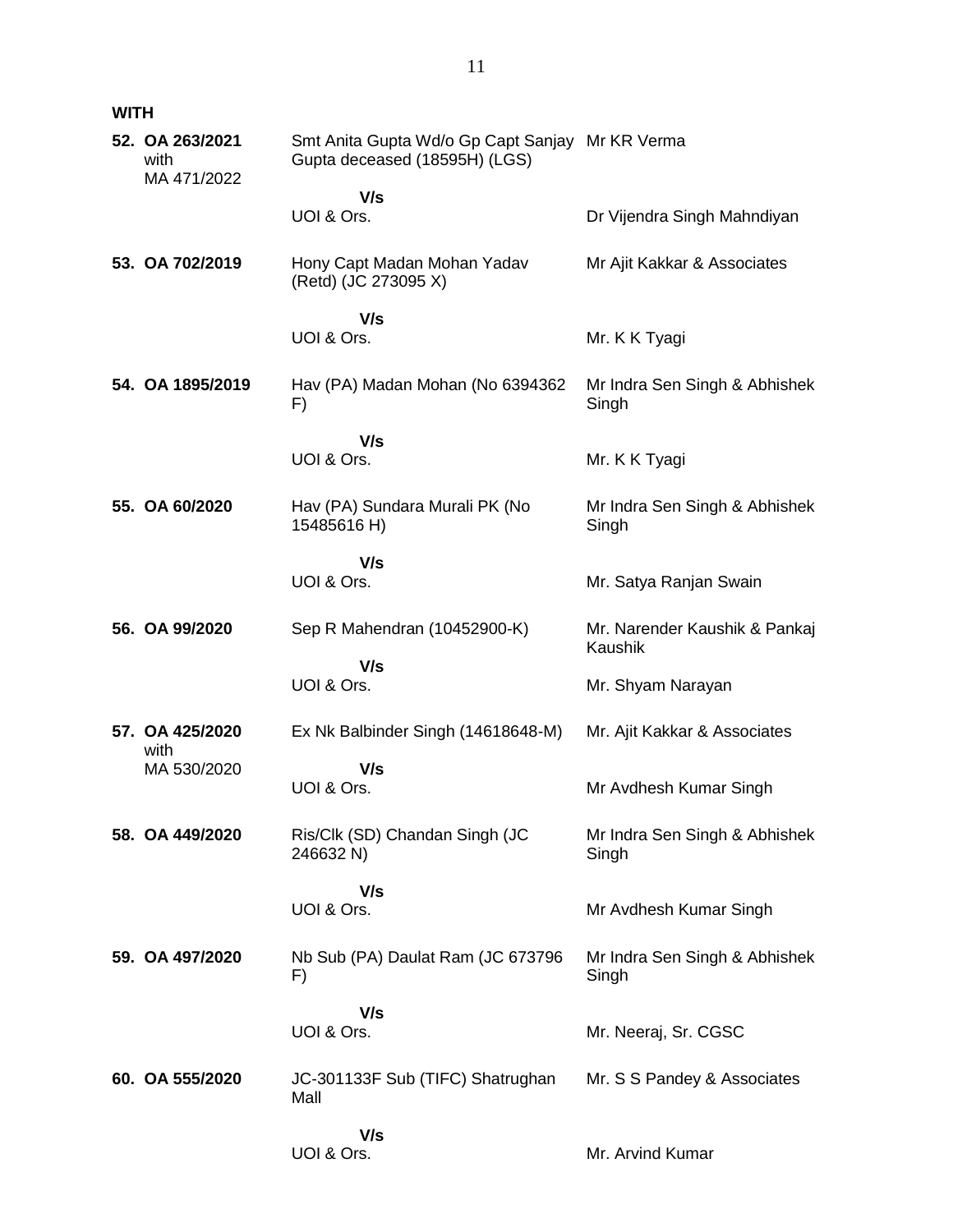**WITH**

| | | |
|---|---|---|
| **52. OA 263/2021** with MA 471/2022 | Smt Anita Gupta Wd/o Gp Capt Sanjay Gupta deceased (18595H) (LGS) | Mr KR Verma |
| | **V/s** UOI & Ors. | Dr Vijendra Singh Mahndiyan |
| **53. OA 702/2019** | Hony Capt Madan Mohan Yadav (Retd) (JC 273095 X) | Mr Ajit Kakkar & Associates |
| | **V/s** UOI & Ors. | Mr. K K Tyagi |
| **54. OA 1895/2019** | Hav (PA) Madan Mohan (No 6394362 F) | Mr Indra Sen Singh & Abhishek Singh |
| | **V/s** UOI & Ors. | Mr. K K Tyagi |
| **55. OA 60/2020** | Hav (PA) Sundara Murali PK (No 15485616 H) | Mr Indra Sen Singh & Abhishek Singh |
| | **V/s** UOI & Ors. | Mr. Satya Ranjan Swain |
| **56. OA 99/2020** | Sep R Mahendran (10452900-K) | Mr. Narender Kaushik & Pankaj Kaushik |
| | **V/s** UOI & Ors. | Mr. Shyam Narayan |
| **57. OA 425/2020** with MA 530/2020 | Ex Nk Balbinder Singh (14618648-M) | Mr. Ajit Kakkar & Associates |
| | **V/s** UOI & Ors. | Mr Avdhesh Kumar Singh |
| **58. OA 449/2020** | Ris/Clk (SD) Chandan Singh (JC 246632 N) | Mr Indra Sen Singh & Abhishek Singh |
| | **V/s** UOI & Ors. | Mr Avdhesh Kumar Singh |
| **59. OA 497/2020** | Nb Sub (PA) Daulat Ram (JC 673796 F) | Mr Indra Sen Singh & Abhishek Singh |
| | **V/s** UOI & Ors. | Mr. Neeraj, Sr. CGSC |
| **60. OA 555/2020** | JC-301133F Sub (TIFC) Shatrughan Mall | Mr. S S Pandey & Associates |
| | **V/s** UOI & Ors. | Mr. Arvind Kumar |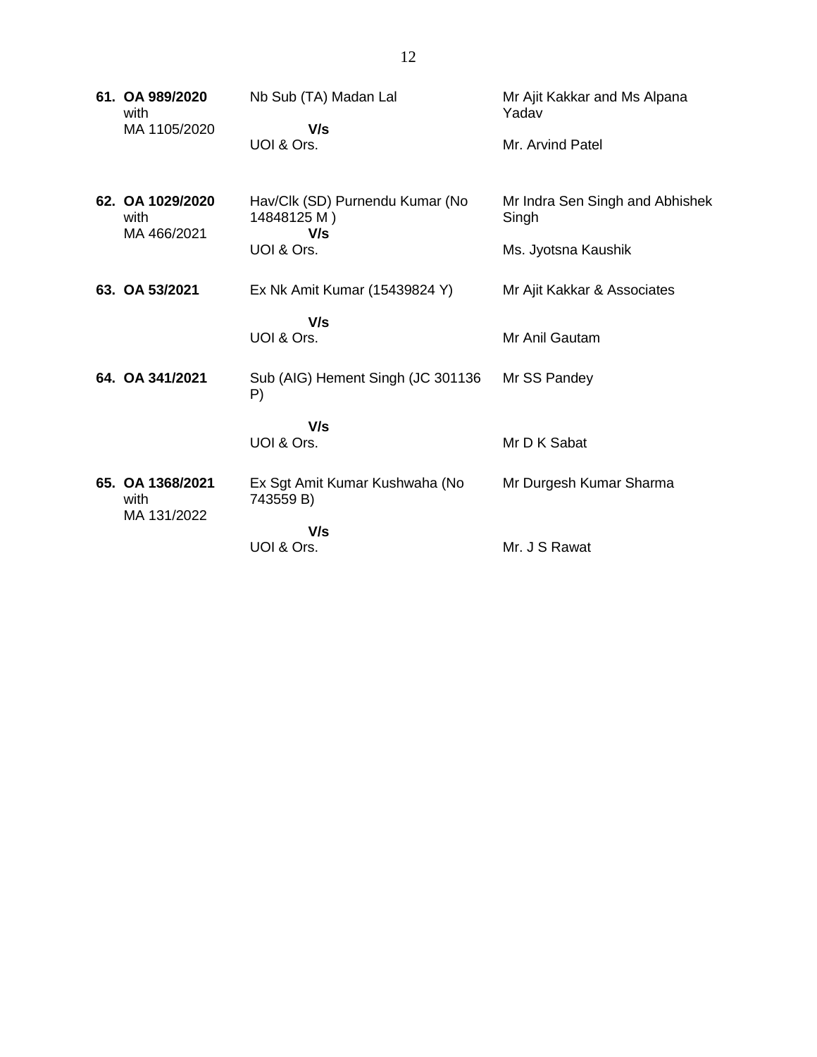| | | |
|---|---|---|
| **61. OA 989/2020** with MA 1105/2020 | Nb Sub (TA) Madan Lal **V/s** UOI & Ors. | Mr Ajit Kakkar and Ms Alpana Yadav Mr. Arvind Patel |
| **62. OA 1029/2020** with MA 466/2021 | Hav/Clk (SD) Purnendu Kumar (No 14848125 M ) **V/s** UOI & Ors. | Mr Indra Sen Singh and Abhishek Singh Ms. Jyotsna Kaushik |
| **63. OA 53/2021** | Ex Nk Amit Kumar (15439824 Y) **V/s** UOI & Ors. | Mr Ajit Kakkar & Associates Mr Anil Gautam |
| **64. OA 341/2021** | Sub (AIG) Hement Singh (JC 301136 P) **V/s** UOI & Ors. | Mr SS Pandey Mr D K Sabat |
| **65. OA 1368/2021** with MA 131/2022 | Ex Sgt Amit Kumar Kushwaha (No 743559 B) **V/s** UOI & Ors. | Mr Durgesh Kumar Sharma Mr. J S Rawat |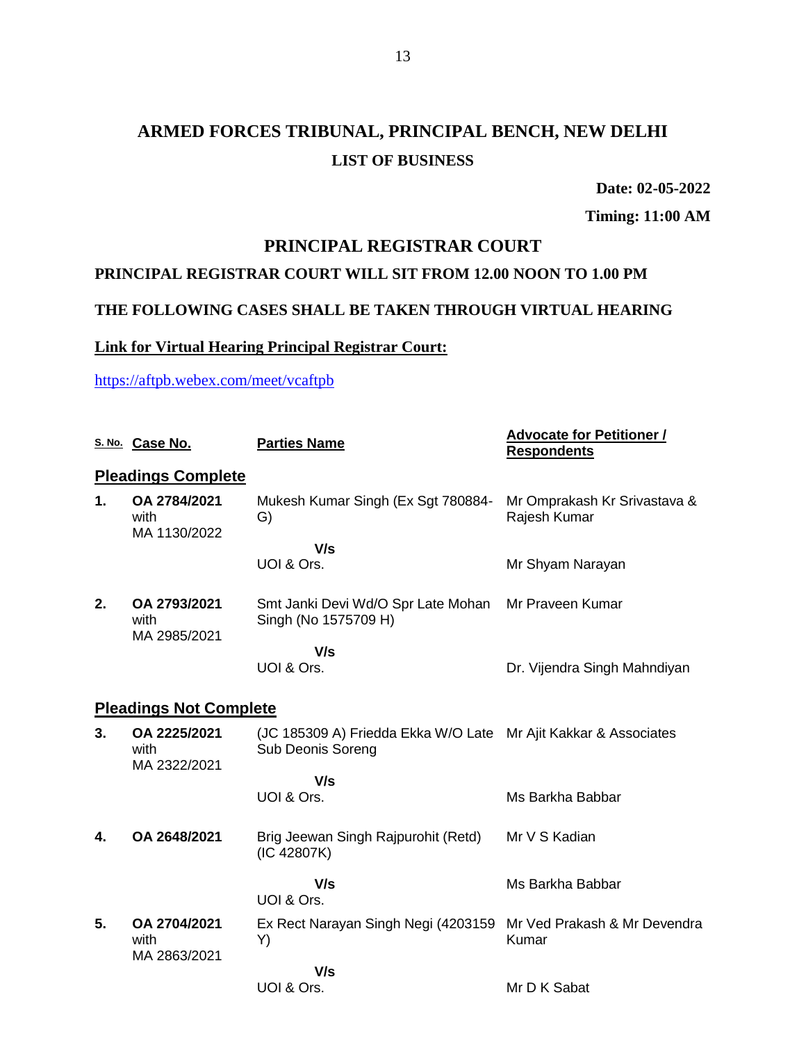# ARMED FORCES TRIBUNAL, PRINCIPAL BENCH, NEW DELHI

## LIST OF BUSINESS

**Date: 02-05-2022**

**Timing: 11:00 AM**

## PRINCIPAL REGISTRAR COURT

**PRINCIPAL REGISTRAR COURT WILL SIT FROM 12.00 NOON TO 1.00 PM**

**THE FOLLOWING CASES SHALL BE TAKEN THROUGH VIRTUAL HEARING**

**Link for Virtual Hearing Principal Registrar Court:**

https://aftpb.webex.com/meet/vcaftpb

| S. No. | Case No. | Parties Name | Advocate for Petitioner / Respondents |
|---|---|---|---|
| **Pleadings Complete** | | | |
| **1.** | **OA 2784/2021** with MA 1130/2022 | Mukesh Kumar Singh (Ex Sgt 780884-G) | Mr Omprakash Kr Srivastava & Rajesh Kumar |
| | | **V/s** UOI & Ors. | Mr Shyam Narayan |
| **2.** | **OA 2793/2021** with MA 2985/2021 | Smt Janki Devi Wd/O Spr Late Mohan Singh (No 1575709 H) | Mr Praveen Kumar |
| | | **V/s** UOI & Ors. | Dr. Vijendra Singh Mahndiyan |
| **Pleadings Not Complete** | | | |
| **3.** | **OA 2225/2021** with MA 2322/2021 | (JC 185309 A) Friedda Ekka W/O Late Sub Deonis Soreng | Mr Ajit Kakkar & Associates |
| | | **V/s** UOI & Ors. | Ms Barkha Babbar |
| **4.** | **OA 2648/2021** | Brig Jeewan Singh Rajpurohit (Retd) (IC 42807K) | Mr V S Kadian |
| | | **V/s** UOI & Ors. | Ms Barkha Babbar |
| **5.** | **OA 2704/2021** with MA 2863/2021 | Ex Rect Narayan Singh Negi (4203159 Y) | Mr Ved Prakash & Mr Devendra Kumar |
| | | **V/s** UOI & Ors. | Mr D K Sabat |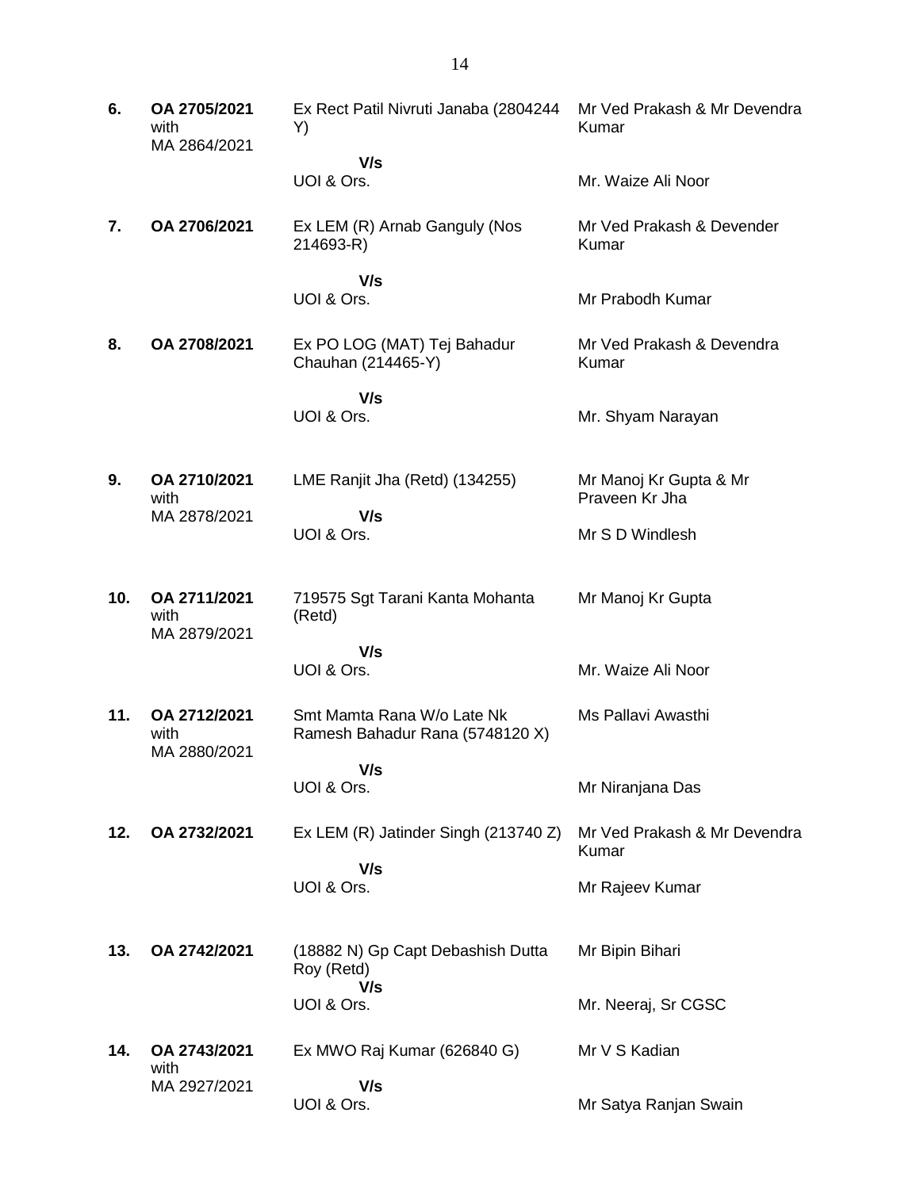| | | | |
|---|---|---|---|
| **6.** | **OA 2705/2021** with MA 2864/2021 | Ex Rect Patil Nivruti Janaba (2804244 Y)<br>**V/s**<br>UOI & Ors. | Mr Ved Prakash & Mr Devendra Kumar<br><br>Mr. Waize Ali Noor |
| **7.** | **OA 2706/2021** | Ex LEM (R) Arnab Ganguly (Nos 214693-R)<br>**V/s**<br>UOI & Ors. | Mr Ved Prakash & Devender Kumar<br><br>Mr Prabodh Kumar |
| **8.** | **OA 2708/2021** | Ex PO LOG (MAT) Tej Bahadur Chauhan (214465-Y)<br>**V/s**<br>UOI & Ors. | Mr Ved Prakash & Devendra Kumar<br><br>Mr. Shyam Narayan |
| **9.** | **OA 2710/2021** with MA 2878/2021 | LME Ranjit Jha (Retd) (134255)<br>**V/s**<br>UOI & Ors. | Mr Manoj Kr Gupta & Mr Praveen Kr Jha<br><br>Mr S D Windlesh |
| **10.** | **OA 2711/2021** with MA 2879/2021 | 719575 Sgt Tarani Kanta Mohanta (Retd)<br>**V/s**<br>UOI & Ors. | Mr Manoj Kr Gupta<br><br>Mr. Waize Ali Noor |
| **11.** | **OA 2712/2021** with MA 2880/2021 | Smt Mamta Rana W/o Late Nk Ramesh Bahadur Rana (5748120 X)<br>**V/s**<br>UOI & Ors. | Ms Pallavi Awasthi<br><br>Mr Niranjana Das |
| **12.** | **OA 2732/2021** | Ex LEM (R) Jatinder Singh (213740 Z)<br>**V/s**<br>UOI & Ors. | Mr Ved Prakash & Mr Devendra Kumar<br><br>Mr Rajeev Kumar |
| **13.** | **OA 2742/2021** | (18882 N) Gp Capt Debashish Dutta Roy (Retd)<br>**V/s**<br>UOI & Ors. | Mr Bipin Bihari<br><br>Mr. Neeraj, Sr CGSC |
| **14.** | **OA 2743/2021** with MA 2927/2021 | Ex MWO Raj Kumar (626840 G)<br>**V/s**<br>UOI & Ors. | Mr V S Kadian<br><br>Mr Satya Ranjan Swain |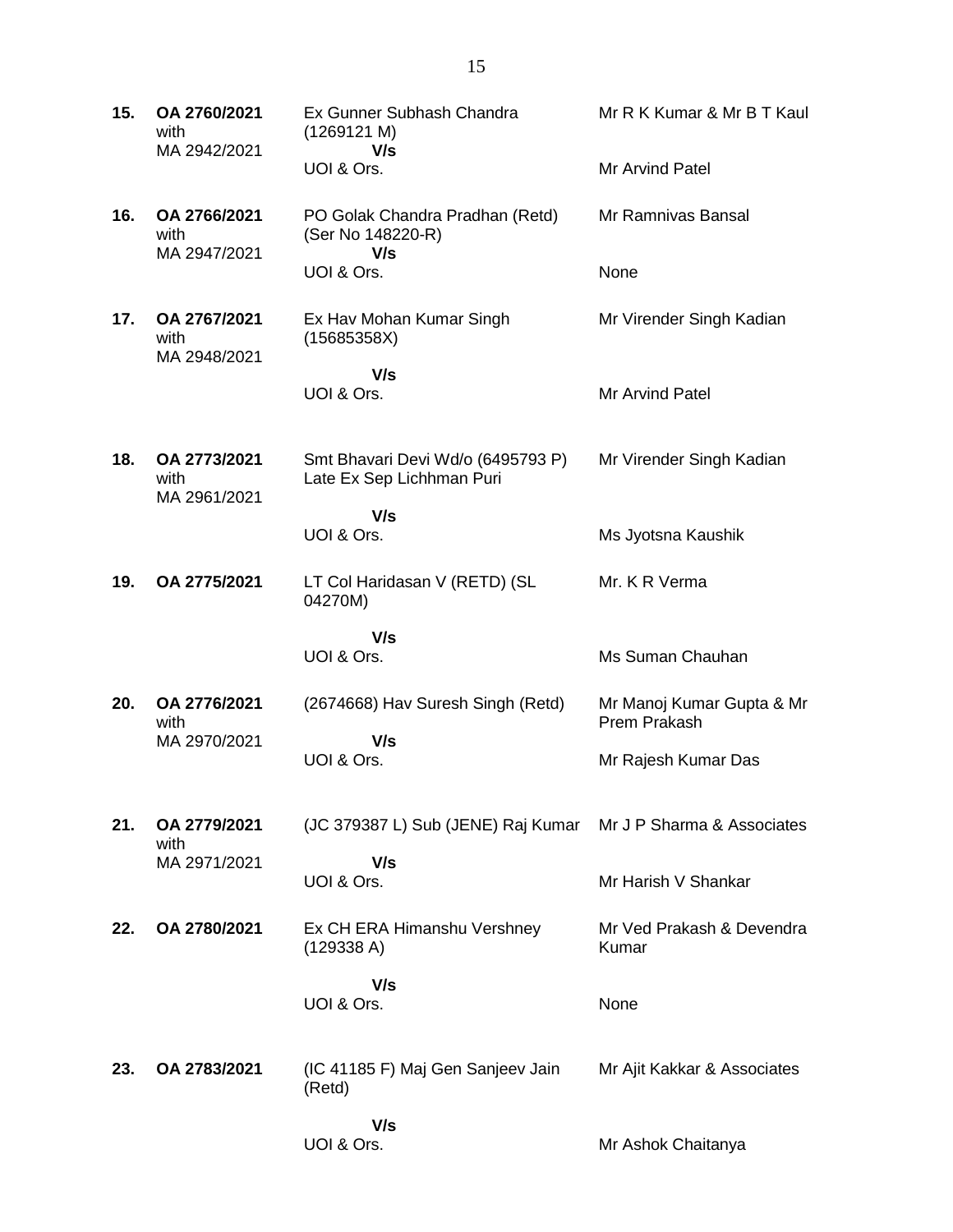| | | | |
|---|---|---|---|
| **15.** | **OA 2760/2021** with MA 2942/2021 | Ex Gunner Subhash Chandra (1269121 M) **V/s** UOI & Ors. | Mr R K Kumar & Mr B T Kaul<br><br>Mr Arvind Patel |
| **16.** | **OA 2766/2021** with MA 2947/2021 | PO Golak Chandra Pradhan (Retd) (Ser No 148220-R) **V/s** UOI & Ors. | Mr Ramnivas Bansal<br><br>None |
| **17.** | **OA 2767/2021** with MA 2948/2021 | Ex Hav Mohan Kumar Singh (15685358X) **V/s** UOI & Ors. | Mr Virender Singh Kadian<br><br>Mr Arvind Patel |
| **18.** | **OA 2773/2021** with MA 2961/2021 | Smt Bhavari Devi Wd/o (6495793 P) Late Ex Sep Lichhman Puri **V/s** UOI & Ors. | Mr Virender Singh Kadian<br><br>Ms Jyotsna Kaushik |
| **19.** | **OA 2775/2021** | LT Col Haridasan V (RETD) (SL 04270M) **V/s** UOI & Ors. | Mr. K R Verma<br><br>Ms Suman Chauhan |
| **20.** | **OA 2776/2021** with MA 2970/2021 | (2674668) Hav Suresh Singh (Retd) **V/s** UOI & Ors. | Mr Manoj Kumar Gupta & Mr Prem Prakash<br><br>Mr Rajesh Kumar Das |
| **21.** | **OA 2779/2021** with MA 2971/2021 | (JC 379387 L) Sub (JENE) Raj Kumar **V/s** UOI & Ors. | Mr J P Sharma & Associates<br><br>Mr Harish V Shankar |
| **22.** | **OA 2780/2021** | Ex CH ERA Himanshu Vershney (129338 A) **V/s** UOI & Ors. | Mr Ved Prakash & Devendra Kumar<br><br>None |
| **23.** | **OA 2783/2021** | (IC 41185 F) Maj Gen Sanjeev Jain (Retd) **V/s** UOI & Ors. | Mr Ajit Kakkar & Associates<br><br>Mr Ashok Chaitanya |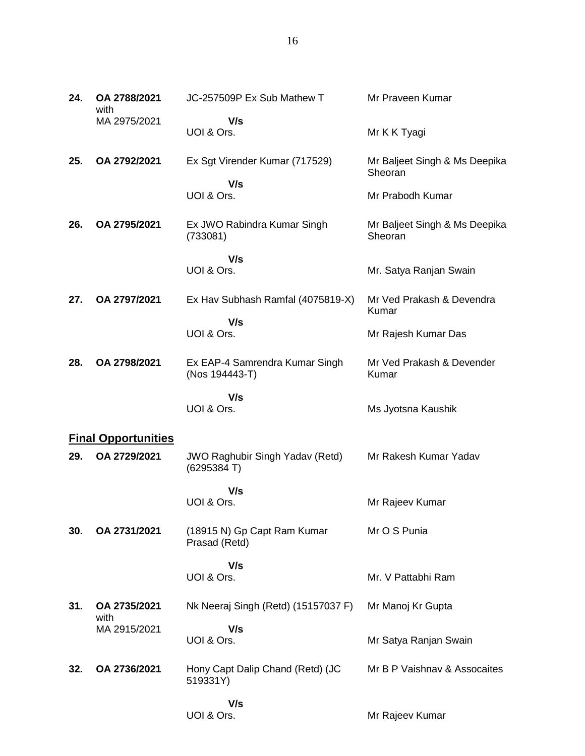| | | | |
|---|---|---|---|
| **24.** | **OA 2788/2021** with MA 2975/2021 | JC-257509P Ex Sub Mathew T **V/s** UOI & Ors. | Mr Praveen Kumar<br><br>Mr K K Tyagi |
| **25.** | **OA 2792/2021** | Ex Sgt Virender Kumar (717529) **V/s** UOI & Ors. | Mr Baljeet Singh & Ms Deepika Sheoran<br><br>Mr Prabodh Kumar |
| **26.** | **OA 2795/2021** | Ex JWO Rabindra Kumar Singh (733081) **V/s** UOI & Ors. | Mr Baljeet Singh & Ms Deepika Sheoran<br><br>Mr. Satya Ranjan Swain |
| **27.** | **OA 2797/2021** | Ex Hav Subhash Ramfal (4075819-X) **V/s** UOI & Ors. | Mr Ved Prakash & Devendra Kumar<br><br>Mr Rajesh Kumar Das |
| **28.** | **OA 2798/2021** | Ex EAP-4 Samrendra Kumar Singh (Nos 194443-T) **V/s** UOI & Ors. | Mr Ved Prakash & Devender Kumar<br><br>Ms Jyotsna Kaushik |

## Final Opportunities

| | | | |
|---|---|---|---|
| **29.** | **OA 2729/2021** | JWO Raghubir Singh Yadav (Retd) (6295384 T) **V/s** UOI & Ors. | Mr Rakesh Kumar Yadav<br><br>Mr Rajeev Kumar |
| **30.** | **OA 2731/2021** | (18915 N) Gp Capt Ram Kumar Prasad (Retd) **V/s** UOI & Ors. | Mr O S Punia<br><br>Mr. V Pattabhi Ram |
| **31.** | **OA 2735/2021** with MA 2915/2021 | Nk Neeraj Singh (Retd) (15157037 F) **V/s** UOI & Ors. | Mr Manoj Kr Gupta<br><br>Mr Satya Ranjan Swain |
| **32.** | **OA 2736/2021** | Hony Capt Dalip Chand (Retd) (JC 519331Y) **V/s** UOI & Ors. | Mr B P Vaishnav & Assocaites<br><br>Mr Rajeev Kumar |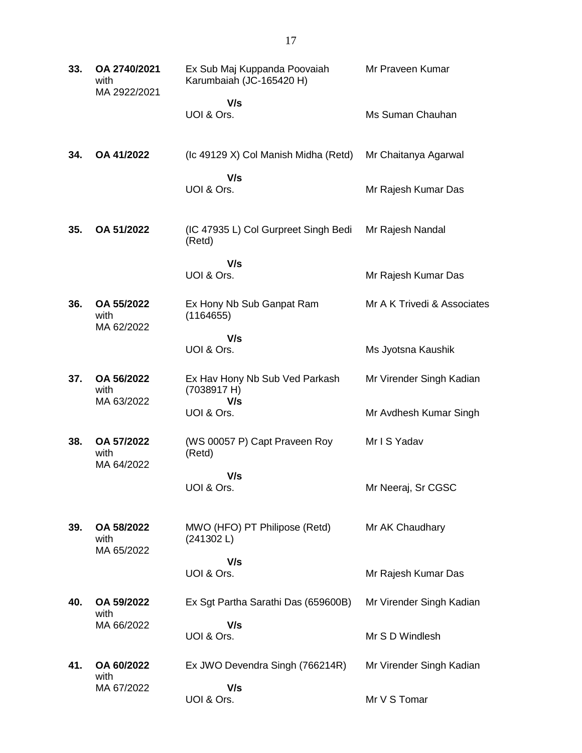| | | | |
|---|---|---|---|
| **33.** | **OA 2740/2021** with MA 2922/2021 | Ex Sub Maj Kuppanda Poovaiah Karumbaiah (JC-165420 H)<br>**V/s**<br>UOI & Ors. | Mr Praveen Kumar<br><br>Ms Suman Chauhan |
| **34.** | **OA 41/2022** | (Ic 49129 X) Col Manish Midha (Retd)<br>**V/s**<br>UOI & Ors. | Mr Chaitanya Agarwal<br><br>Mr Rajesh Kumar Das |
| **35.** | **OA 51/2022** | (IC 47935 L) Col Gurpreet Singh Bedi (Retd)<br>**V/s**<br>UOI & Ors. | Mr Rajesh Nandal<br><br>Mr Rajesh Kumar Das |
| **36.** | **OA 55/2022** with MA 62/2022 | Ex Hony Nb Sub Ganpat Ram (1164655)<br>**V/s**<br>UOI & Ors. | Mr A K Trivedi & Associates<br><br>Ms Jyotsna Kaushik |
| **37.** | **OA 56/2022** with MA 63/2022 | Ex Hav Hony Nb Sub Ved Parkash (7038917 H)<br>**V/s**<br>UOI & Ors. | Mr Virender Singh Kadian<br><br>Mr Avdhesh Kumar Singh |
| **38.** | **OA 57/2022** with MA 64/2022 | (WS 00057 P) Capt Praveen Roy (Retd)<br>**V/s**<br>UOI & Ors. | Mr I S Yadav<br><br>Mr Neeraj, Sr CGSC |
| **39.** | **OA 58/2022** with MA 65/2022 | MWO (HFO) PT Philipose (Retd) (241302 L)<br>**V/s**<br>UOI & Ors. | Mr AK Chaudhary<br><br>Mr Rajesh Kumar Das |
| **40.** | **OA 59/2022** with MA 66/2022 | Ex Sgt Partha Sarathi Das (659600B)<br>**V/s**<br>UOI & Ors. | Mr Virender Singh Kadian<br><br>Mr S D Windlesh |
| **41.** | **OA 60/2022** with MA 67/2022 | Ex JWO Devendra Singh (766214R)<br>**V/s**<br>UOI & Ors. | Mr Virender Singh Kadian<br><br>Mr V S Tomar |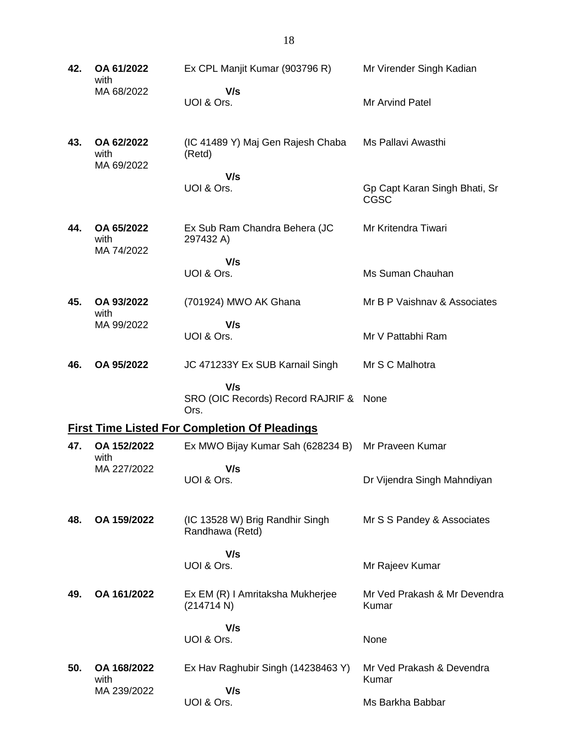| | | | |
|---|---|---|---|
| **42.** | **OA 61/2022** with MA 68/2022 | Ex CPL Manjit Kumar (903796 R) **V/s** UOI & Ors. | Mr Virender Singh Kadian<br><br>Mr Arvind Patel |
| **43.** | **OA 62/2022** with MA 69/2022 | (IC 41489 Y) Maj Gen Rajesh Chaba (Retd) **V/s** UOI & Ors. | Ms Pallavi Awasthi<br><br>Gp Capt Karan Singh Bhati, Sr CGSC |
| **44.** | **OA 65/2022** with MA 74/2022 | Ex Sub Ram Chandra Behera (JC 297432 A) **V/s** UOI & Ors. | Mr Kritendra Tiwari<br><br>Ms Suman Chauhan |
| **45.** | **OA 93/2022** with MA 99/2022 | (701924) MWO AK Ghana **V/s** UOI & Ors. | Mr B P Vaishnav & Associates<br><br>Mr V Pattabhi Ram |
| **46.** | **OA 95/2022** | JC 471233Y Ex SUB Karnail Singh **V/s** SRO (OIC Records) Record RAJRIF & Ors. | Mr S C Malhotra<br><br>None |

## First Time Listed For Completion Of Pleadings

| | | | |
|---|---|---|---|
| **47.** | **OA 152/2022** with MA 227/2022 | Ex MWO Bijay Kumar Sah (628234 B) **V/s** UOI & Ors. | Mr Praveen Kumar<br><br>Dr Vijendra Singh Mahndiyan |
| **48.** | **OA 159/2022** | (IC 13528 W) Brig Randhir Singh Randhawa (Retd) **V/s** UOI & Ors. | Mr S S Pandey & Associates<br><br>Mr Rajeev Kumar |
| **49.** | **OA 161/2022** | Ex EM (R) I Amritaksha Mukherjee (214714 N) **V/s** UOI & Ors. | Mr Ved Prakash & Mr Devendra Kumar<br><br>None |
| **50.** | **OA 168/2022** with MA 239/2022 | Ex Hav Raghubir Singh (14238463 Y) **V/s** UOI & Ors. | Mr Ved Prakash & Devendra Kumar<br><br>Ms Barkha Babbar |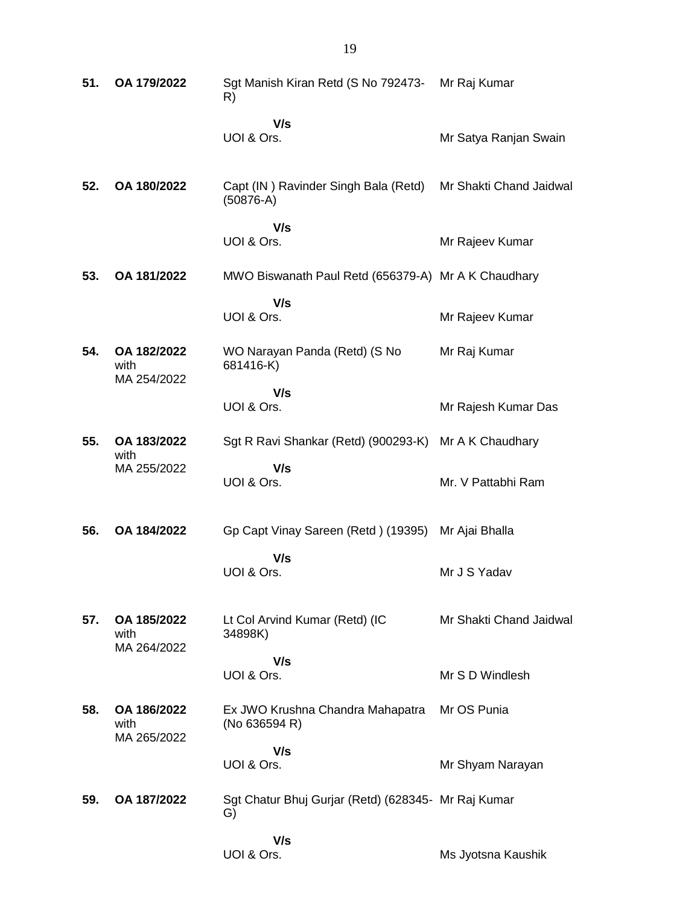| | | | |
|---|---|---|---|
| **51.** | **OA 179/2022** | Sgt Manish Kiran Retd (S No 792473-R) | Mr Raj Kumar |
| | | **V/s** | |
| | | UOI & Ors. | Mr Satya Ranjan Swain |
| **52.** | **OA 180/2022** | Capt (IN ) Ravinder Singh Bala (Retd) (50876-A) | Mr Shakti Chand Jaidwal |
| | | **V/s** | |
| | | UOI & Ors. | Mr Rajeev Kumar |
| **53.** | **OA 181/2022** | MWO Biswanath Paul Retd (656379-A) | Mr A K Chaudhary |
| | | **V/s** | |
| | | UOI & Ors. | Mr Rajeev Kumar |
| **54.** | **OA 182/2022** with MA 254/2022 | WO Narayan Panda (Retd) (S No 681416-K) | Mr Raj Kumar |
| | | **V/s** | |
| | | UOI & Ors. | Mr Rajesh Kumar Das |
| **55.** | **OA 183/2022** with MA 255/2022 | Sgt R Ravi Shankar (Retd) (900293-K) | Mr A K Chaudhary |
| | | **V/s** | |
| | | UOI & Ors. | Mr. V Pattabhi Ram |
| **56.** | **OA 184/2022** | Gp Capt Vinay Sareen (Retd ) (19395) | Mr Ajai Bhalla |
| | | **V/s** | |
| | | UOI & Ors. | Mr J S Yadav |
| **57.** | **OA 185/2022** with MA 264/2022 | Lt Col Arvind Kumar (Retd) (IC 34898K) | Mr Shakti Chand Jaidwal |
| | | **V/s** | |
| | | UOI & Ors. | Mr S D Windlesh |
| **58.** | **OA 186/2022** with MA 265/2022 | Ex JWO Krushna Chandra Mahapatra (No 636594 R) | Mr OS Punia |
| | | **V/s** | |
| | | UOI & Ors. | Mr Shyam Narayan |
| **59.** | **OA 187/2022** | Sgt Chatur Bhuj Gurjar (Retd) (628345-G) | Mr Raj Kumar |
| | | **V/s** | |
| | | UOI & Ors. | Ms Jyotsna Kaushik |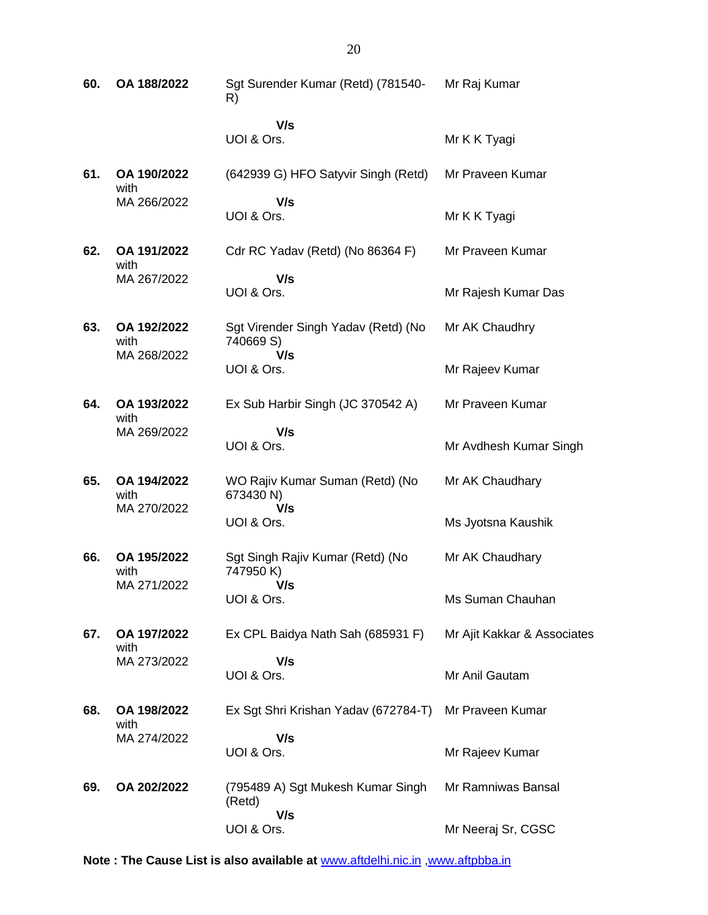| | | | |
|---|---|---|---|
| **60.** | **OA 188/2022** | Sgt Surender Kumar (Retd) (781540-R)<br><br>**V/s**<br>UOI & Ors. | Mr Raj Kumar<br><br><br>Mr K K Tyagi |
| **61.** | **OA 190/2022** with MA 266/2022 | (642939 G) HFO Satyvir Singh (Retd)<br><br>**V/s**<br>UOI & Ors. | Mr Praveen Kumar<br><br><br>Mr K K Tyagi |
| **62.** | **OA 191/2022** with MA 267/2022 | Cdr RC Yadav (Retd) (No 86364 F)<br><br>**V/s**<br>UOI & Ors. | Mr Praveen Kumar<br><br><br>Mr Rajesh Kumar Das |
| **63.** | **OA 192/2022** with MA 268/2022 | Sgt Virender Singh Yadav (Retd) (No 740669 S)<br>**V/s**<br>UOI & Ors. | Mr AK Chaudhry<br><br><br>Mr Rajeev Kumar |
| **64.** | **OA 193/2022** with MA 269/2022 | Ex Sub Harbir Singh (JC 370542 A)<br><br>**V/s**<br>UOI & Ors. | Mr Praveen Kumar<br><br><br>Mr Avdhesh Kumar Singh |
| **65.** | **OA 194/2022** with MA 270/2022 | WO Rajiv Kumar Suman (Retd) (No 673430 N)<br>**V/s**<br>UOI & Ors. | Mr AK Chaudhary<br><br><br>Ms Jyotsna Kaushik |
| **66.** | **OA 195/2022** with MA 271/2022 | Sgt Singh Rajiv Kumar (Retd) (No 747950 K)<br>**V/s**<br>UOI & Ors. | Mr AK Chaudhary<br><br><br>Ms Suman Chauhan |
| **67.** | **OA 197/2022** with MA 273/2022 | Ex CPL Baidya Nath Sah (685931 F)<br><br>**V/s**<br>UOI & Ors. | Mr Ajit Kakkar & Associates<br><br><br>Mr Anil Gautam |
| **68.** | **OA 198/2022** with MA 274/2022 | Ex Sgt Shri Krishan Yadav (672784-T)<br><br>**V/s**<br>UOI & Ors. | Mr Praveen Kumar<br><br><br>Mr Rajeev Kumar |
| **69.** | **OA 202/2022** | (795489 A) Sgt Mukesh Kumar Singh (Retd)<br>**V/s**<br>UOI & Ors. | Mr Ramniwas Bansal<br><br><br>Mr Neeraj Sr, CGSC |

**Note : The Cause List is also available at** www.aftdelhi.nic.in ,www.aftpbba.in